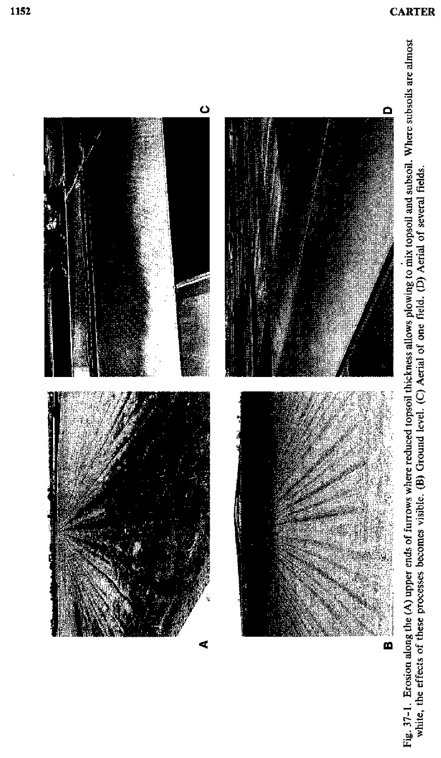Fig. 37-1. Erosion along the (A) upper ends of furrows where reduced topsoil thickness allows plowing to mix topsoil and subsoil. Where subsoils are almost white, the effects of these processes becomes visible. (B) Ground level. (C) Aerial of one field. (D) Aerial of several fields.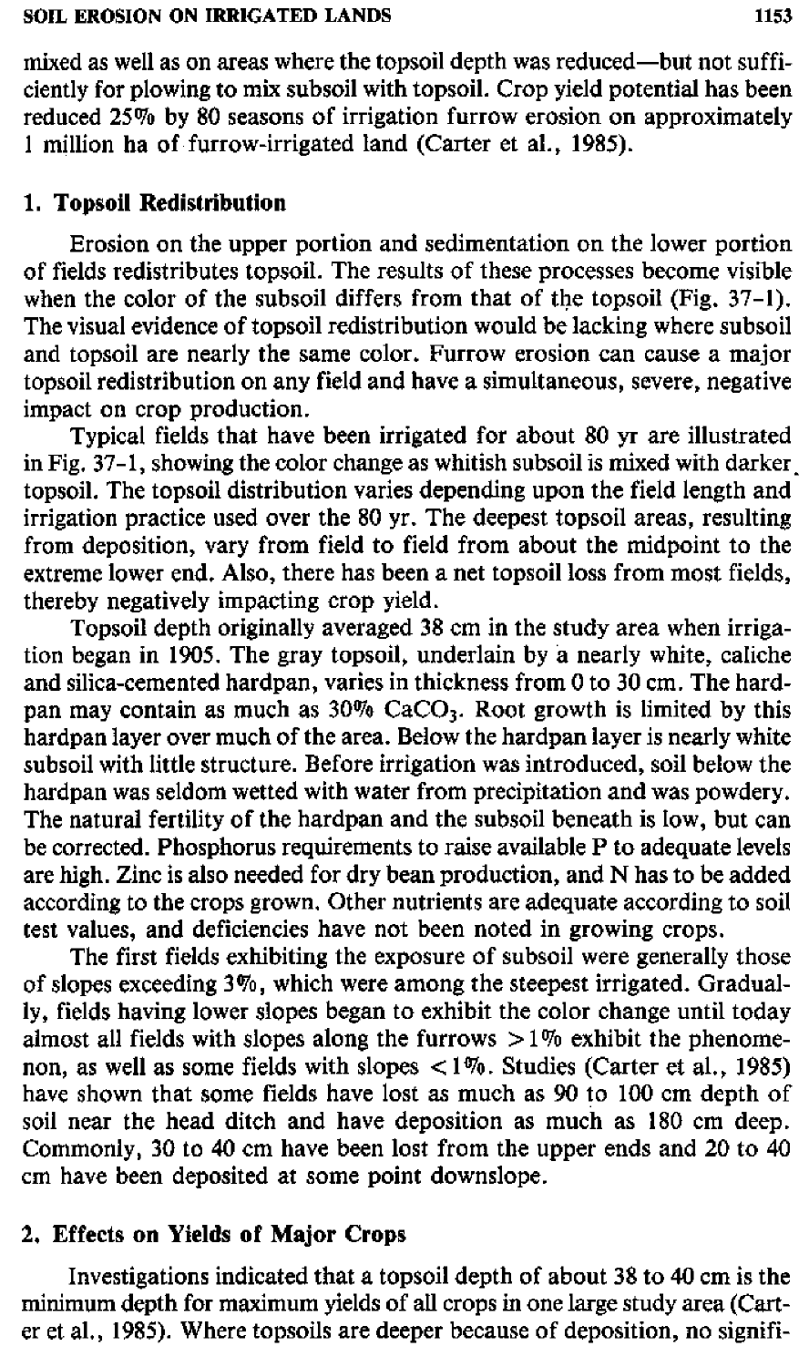mixed as well as on areas where the topsoil depth was reduced—but not sufficiently for plowing to mix subsoil with topsoil. Crop yield potential has been reduced 25% by 80 seasons of irrigation furrow erosion on approximately 1 million ha of furrow-irrigated land (Carter et al., 1985).

### 1. Topsoil Redistribution

Erosion on the upper portion and sedimentation on the lower portion of fields redistributes topsoil. The results of these processes become visible when the color of the subsoil differs from that of the topsoil (Fig. 37–1). The visual evidence of topsoil redistribution would be lacking where subsoil and topsoil are nearly the same color. Furrow erosion can cause a major topsoil redistribution on any field and have a simultaneous, severe, negative impact on crop production.

Typical fields that have been irrigated for about 80 yr are illustrated in Fig. 37–1, showing the color change as whitish subsoil is mixed with darker topsoil. The topsoil distribution varies depending upon the field length and irrigation practice used over the 80 yr. The deepest topsoil areas, resulting from deposition, vary from field to field from about the midpoint to the extreme lower end. Also, there has been a net topsoil loss from most fields, thereby negatively impacting crop yield.

Topsoil depth originally averaged 38 cm in the study area when irrigation began in 1905. The gray topsoil, underlain by a nearly white, caliche and silica-cemented hardpan, varies in thickness from 0 to 30 cm. The hardpan may contain as much as 30% $CaCO_3$. Root growth is limited by this hardpan layer over much of the area. Below the hardpan layer is nearly white subsoil with little structure. Before irrigation was introduced, soil below the hardpan was seldom wetted with water from precipitation and was powdery. The natural fertility of the hardpan and the subsoil beneath is low, but can be corrected. Phosphorus requirements to raise available P to adequate levels are high. Zinc is also needed for dry bean production, and N has to be added according to the crops grown. Other nutrients are adequate according to soil test values, and deficiencies have not been noted in growing crops.

The first fields exhibiting the exposure of subsoil were generally those of slopes exceeding 3%, which were among the steepest irrigated. Gradually, fields having lower slopes began to exhibit the color change until today almost all fields with slopes along the furrows >1% exhibit the phenomenon, as well as some fields with slopes <1%. Studies (Carter et al., 1985) have shown that some fields have lost as much as 90 to 100 cm depth of soil near the head ditch and have deposition as much as 180 cm deep. Commonly, 30 to 40 cm have been lost from the upper ends and 20 to 40 cm have been deposited at some point downslope.

### 2. Effects on Yields of Major Crops

Investigations indicated that a topsoil depth of about 38 to 40 cm is the minimum depth for maximum yields of all crops in one large study area (Carter et al., 1985). Where topsoils are deeper because of deposition, no signifi-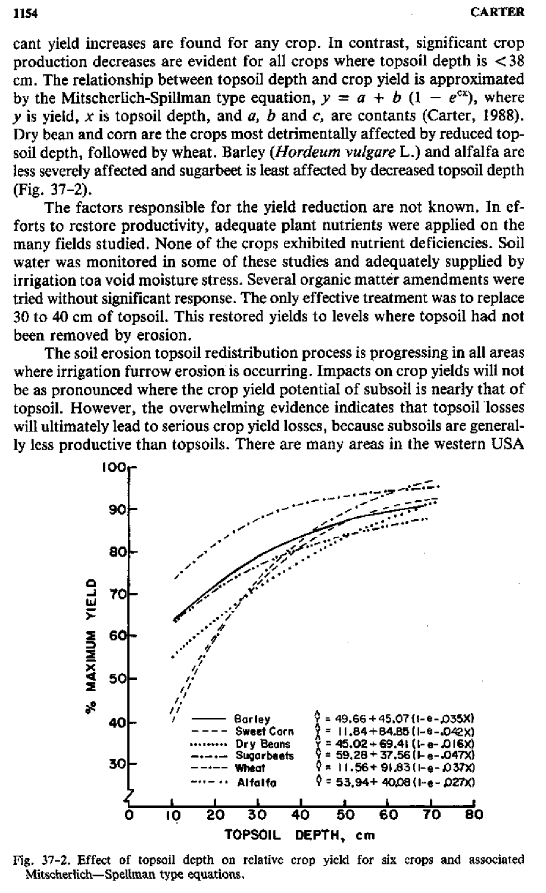cant yield increases are found for any crop. In contrast, significant crop production decreases are evident for all crops where topsoil depth is $<38$ cm. The relationship between topsoil depth and crop yield is approximated by the Mitscherlich-Spillman type equation, $y = a + b\,(1 - e^{cx})$, where $y$ is yield, $x$ is topsoil depth, and $a$, $b$ and $c$, are contants (Carter, 1988). Dry bean and corn are the crops most detrimentally affected by reduced topsoil depth, followed by wheat. Barley (*Hordeum vulgare* L.) and alfalfa are less severely affected and sugarbeet is least affected by decreased topsoil depth (Fig. 37-2).

The factors responsible for the yield reduction are not known. In efforts to restore productivity, adequate plant nutrients were applied on the many fields studied. None of the crops exhibited nutrient deficiencies. Soil water was monitored in some of these studies and adequately supplied by irrigation toa void moisture stress. Several organic matter amendments were tried without significant response. The only effective treatment was to replace 30 to 40 cm of topsoil. This restored yields to levels where topsoil had not been removed by erosion.

The soil erosion topsoil redistribution process is progressing in all areas where irrigation furrow erosion is occurring. Impacts on crop yields will not be as pronounced where the crop yield potential of subsoil is nearly that of topsoil. However, the overwhelming evidence indicates that topsoil losses will ultimately lead to serious crop yield losses, because subsoils are generally less productive than topsoils. There are many areas in the western USA

| Crop | Equation |
|---|---|
| Barley | $\hat{Y} = 49.66 + 45.07\,(1 - e^{-.035X})$ |
| Sweet Corn | $\hat{Y} = 11.84 + 84.85\,(1 - e^{-.042X})$ |
| Dry Beans | $\hat{Y} = 45.02 + 69.41\,(1 - e^{-.016X})$ |
| Sugarbeets | $\hat{Y} = 59.28 + 37.56\,(1 - e^{-.047X})$ |
| Wheat | $\hat{Y} = 11.56 + 91.83\,(1 - e^{-.037X})$ |
| Alfalfa | $\hat{Y} = 53.94 + 40.08\,(1 - e^{-.027X})$ |

Fig. 37-2. Effect of topsoil depth on relative crop yield for six crops and associated Mitscherlich—Spellman type equations.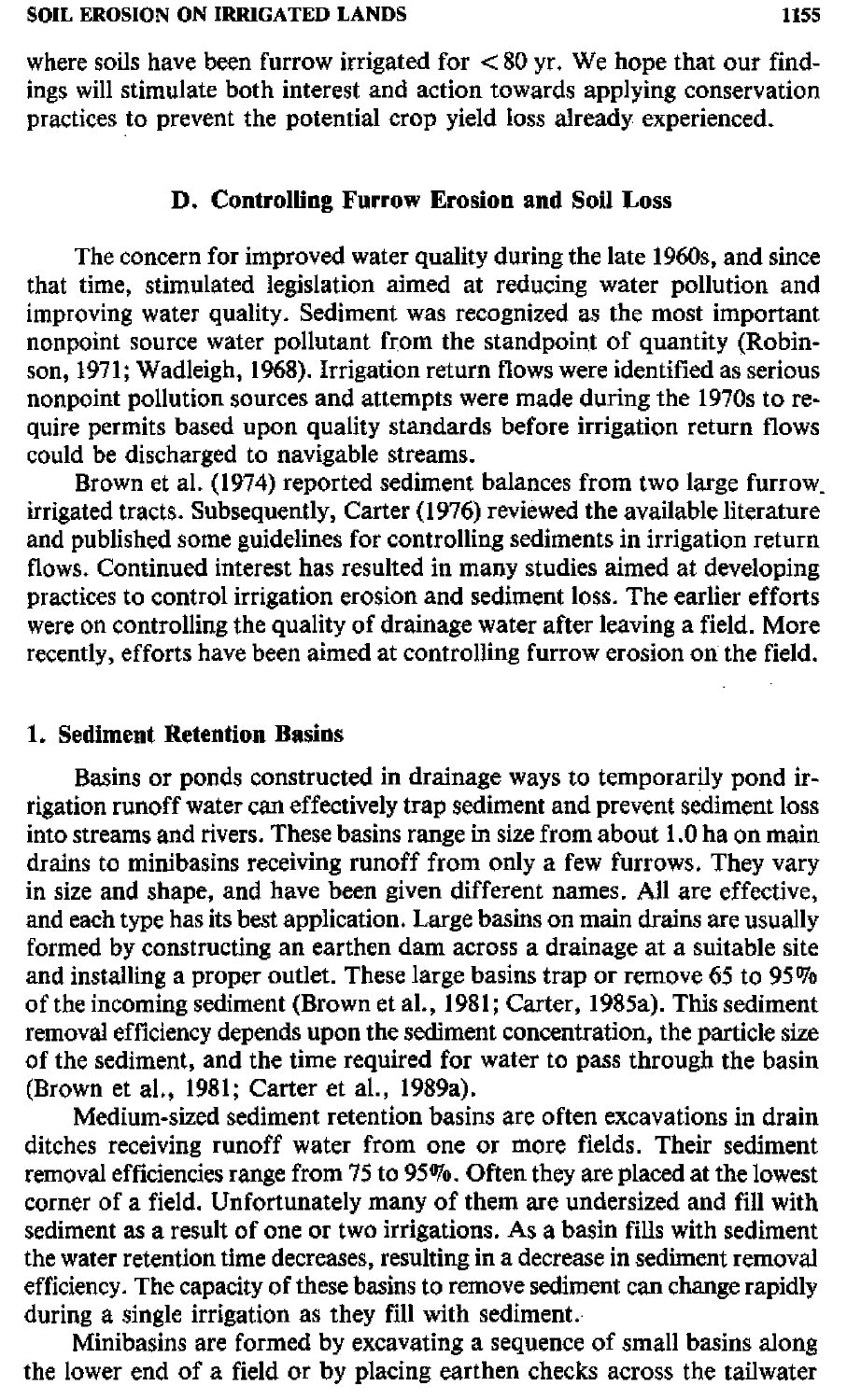where soils have been furrow irrigated for < 80 yr. We hope that our findings will stimulate both interest and action towards applying conservation practices to prevent the potential crop yield loss already experienced.

### D. Controlling Furrow Erosion and Soil Loss

The concern for improved water quality during the late 1960s, and since that time, stimulated legislation aimed at reducing water pollution and improving water quality. Sediment was recognized as the most important nonpoint source water pollutant from the standpoint of quantity (Robinson, 1971; Wadleigh, 1968). Irrigation return flows were identified as serious nonpoint pollution sources and attempts were made during the 1970s to require permits based upon quality standards before irrigation return flows could be discharged to navigable streams.

Brown et al. (1974) reported sediment balances from two large furrow irrigated tracts. Subsequently, Carter (1976) reviewed the available literature and published some guidelines for controlling sediments in irrigation return flows. Continued interest has resulted in many studies aimed at developing practices to control irrigation erosion and sediment loss. The earlier efforts were on controlling the quality of drainage water after leaving a field. More recently, efforts have been aimed at controlling furrow erosion on the field.

#### 1. Sediment Retention Basins

Basins or ponds constructed in drainage ways to temporarily pond irrigation runoff water can effectively trap sediment and prevent sediment loss into streams and rivers. These basins range in size from about 1.0 ha on main drains to minibasins receiving runoff from only a few furrows. They vary in size and shape, and have been given different names. All are effective, and each type has its best application. Large basins on main drains are usually formed by constructing an earthen dam across a drainage at a suitable site and installing a proper outlet. These large basins trap or remove 65 to 95% of the incoming sediment (Brown et al., 1981; Carter, 1985a). This sediment removal efficiency depends upon the sediment concentration, the particle size of the sediment, and the time required for water to pass through the basin (Brown et al., 1981; Carter et al., 1989a).

Medium-sized sediment retention basins are often excavations in drain ditches receiving runoff water from one or more fields. Their sediment removal efficiencies range from 75 to 95%. Often they are placed at the lowest corner of a field. Unfortunately many of them are undersized and fill with sediment as a result of one or two irrigations. As a basin fills with sediment the water retention time decreases, resulting in a decrease in sediment removal efficiency. The capacity of these basins to remove sediment can change rapidly during a single irrigation as they fill with sediment.

Minibasins are formed by excavating a sequence of small basins along the lower end of a field or by placing earthen checks across the tailwater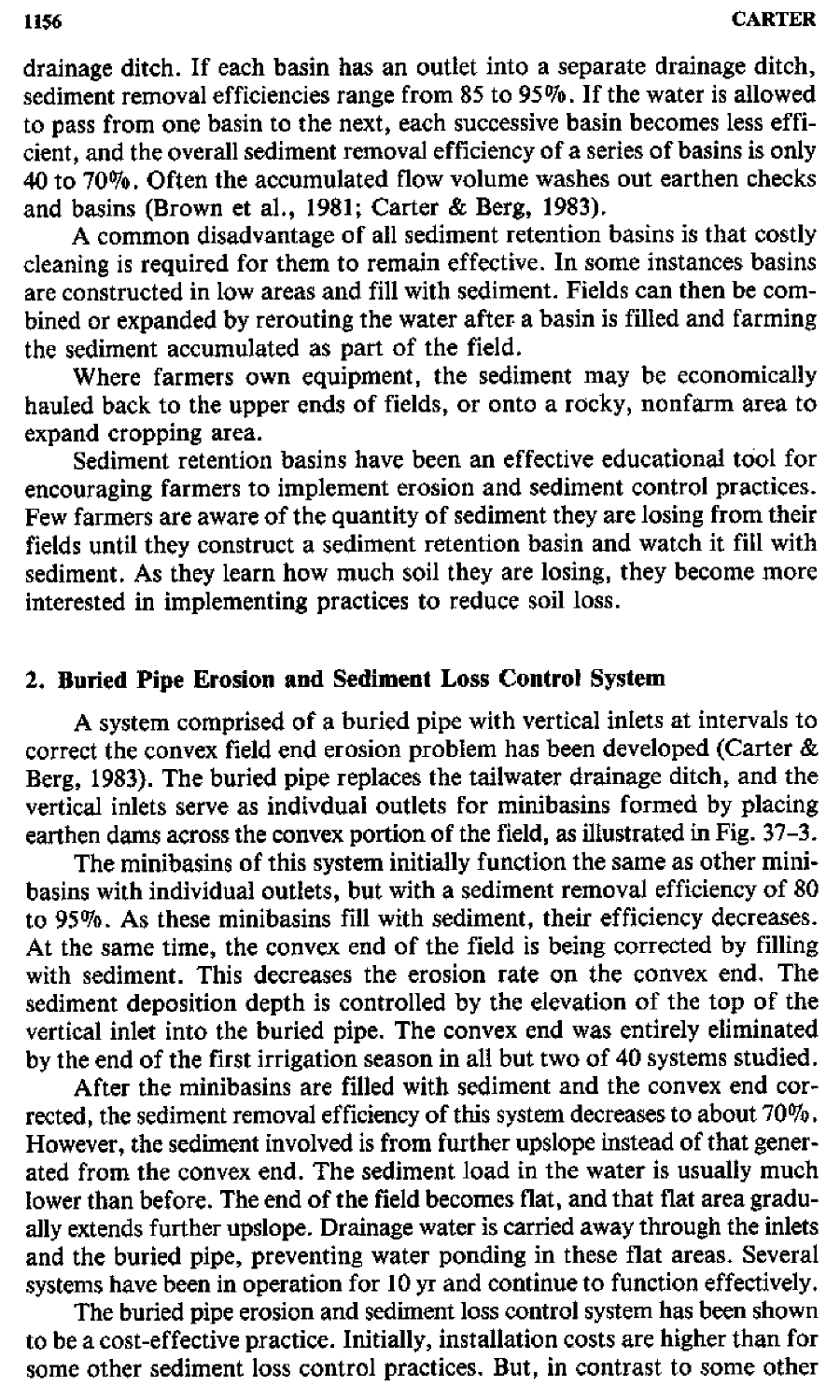drainage ditch. If each basin has an outlet into a separate drainage ditch, sediment removal efficiencies range from 85 to 95%. If the water is allowed to pass from one basin to the next, each successive basin becomes less efficient, and the overall sediment removal efficiency of a series of basins is only 40 to 70%. Often the accumulated flow volume washes out earthen checks and basins (Brown et al., 1981; Carter & Berg, 1983).

A common disadvantage of all sediment retention basins is that costly cleaning is required for them to remain effective. In some instances basins are constructed in low areas and fill with sediment. Fields can then be combined or expanded by rerouting the water after a basin is filled and farming the sediment accumulated as part of the field.

Where farmers own equipment, the sediment may be economically hauled back to the upper ends of fields, or onto a rocky, nonfarm area to expand cropping area.

Sediment retention basins have been an effective educational tool for encouraging farmers to implement erosion and sediment control practices. Few farmers are aware of the quantity of sediment they are losing from their fields until they construct a sediment retention basin and watch it fill with sediment. As they learn how much soil they are losing, they become more interested in implementing practices to reduce soil loss.

## 2. Buried Pipe Erosion and Sediment Loss Control System

A system comprised of a buried pipe with vertical inlets at intervals to correct the convex field end erosion problem has been developed (Carter & Berg, 1983). The buried pipe replaces the tailwater drainage ditch, and the vertical inlets serve as indivdual outlets for minibasins formed by placing earthen dams across the convex portion of the field, as illustrated in Fig. 37-3.

The minibasins of this system initially function the same as other minibasins with individual outlets, but with a sediment removal efficiency of 80 to 95%. As these minibasins fill with sediment, their efficiency decreases. At the same time, the convex end of the field is being corrected by filling with sediment. This decreases the erosion rate on the convex end. The sediment deposition depth is controlled by the elevation of the top of the vertical inlet into the buried pipe. The convex end was entirely eliminated by the end of the first irrigation season in all but two of 40 systems studied.

After the minibasins are filled with sediment and the convex end corrected, the sediment removal efficiency of this system decreases to about 70%. However, the sediment involved is from further upslope instead of that generated from the convex end. The sediment load in the water is usually much lower than before. The end of the field becomes flat, and that flat area gradually extends further upslope. Drainage water is carried away through the inlets and the buried pipe, preventing water ponding in these flat areas. Several systems have been in operation for 10 yr and continue to function effectively.

The buried pipe erosion and sediment loss control system has been shown to be a cost-effective practice. Initially, installation costs are higher than for some other sediment loss control practices. But, in contrast to some other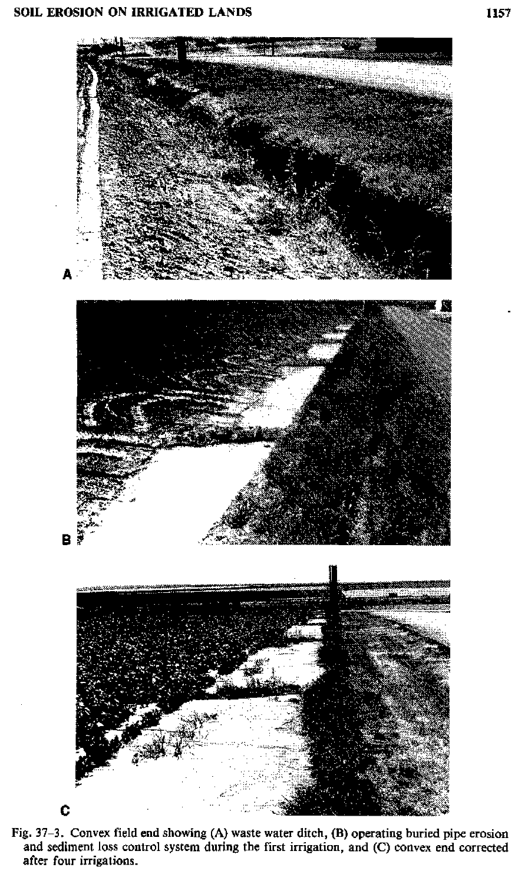Fig. 37–3. Convex field end showing (A) waste water ditch, (B) operating buried pipe erosion and sediment loss control system during the first irrigation, and (C) convex end corrected after four irrigations.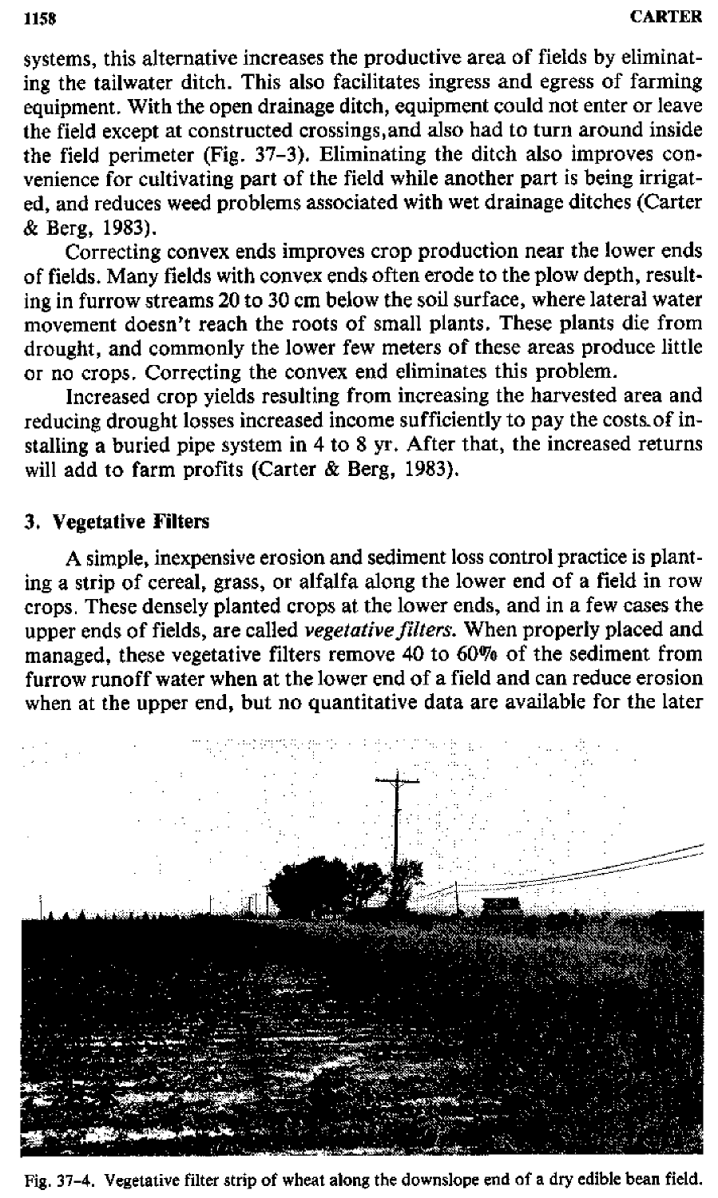systems, this alternative increases the productive area of fields by eliminating the tailwater ditch. This also facilitates ingress and egress of farming equipment. With the open drainage ditch, equipment could not enter or leave the field except at constructed crossings, and also had to turn around inside the field perimeter (Fig. 37-3). Eliminating the ditch also improves convenience for cultivating part of the field while another part is being irrigated, and reduces weed problems associated with wet drainage ditches (Carter & Berg, 1983).

Correcting convex ends improves crop production near the lower ends of fields. Many fields with convex ends often erode to the plow depth, resulting in furrow streams 20 to 30 cm below the soil surface, where lateral water movement doesn't reach the roots of small plants. These plants die from drought, and commonly the lower few meters of these areas produce little or no crops. Correcting the convex end eliminates this problem.

Increased crop yields resulting from increasing the harvested area and reducing drought losses increased income sufficiently to pay the costs of installing a buried pipe system in 4 to 8 yr. After that, the increased returns will add to farm profits (Carter & Berg, 1983).

### 3. Vegetative Filters

A simple, inexpensive erosion and sediment loss control practice is planting a strip of cereal, grass, or alfalfa along the lower end of a field in row crops. These densely planted crops at the lower ends, and in a few cases the upper ends of fields, are called *vegetative filters*. When properly placed and managed, these vegetative filters remove 40 to 60% of the sediment from furrow runoff water when at the lower end of a field and can reduce erosion when at the upper end, but no quantitative data are available for the later

Fig. 37-4. Vegetative filter strip of wheat along the downslope end of a dry edible bean field.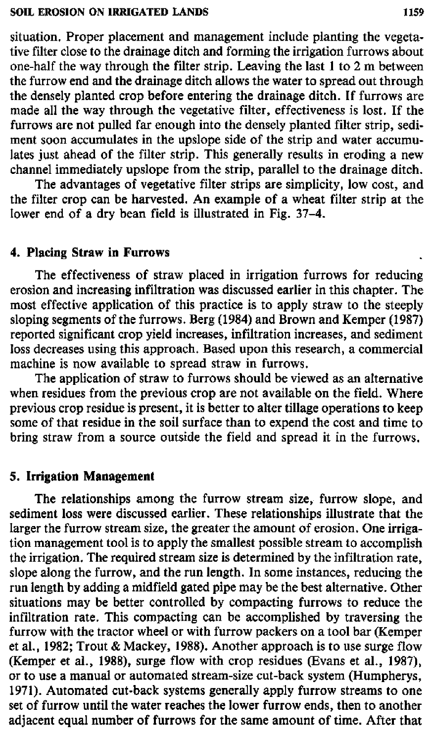situation. Proper placement and management include planting the vegetative filter close to the drainage ditch and forming the irrigation furrows about one-half the way through the filter strip. Leaving the last 1 to 2 m between the furrow end and the drainage ditch allows the water to spread out through the densely planted crop before entering the drainage ditch. If furrows are made all the way through the vegetative filter, effectiveness is lost. If the furrows are not pulled far enough into the densely planted filter strip, sediment soon accumulates in the upslope side of the strip and water accumulates just ahead of the filter strip. This generally results in eroding a new channel immediately upslope from the strip, parallel to the drainage ditch.

The advantages of vegetative filter strips are simplicity, low cost, and the filter crop can be harvested. An example of a wheat filter strip at the lower end of a dry bean field is illustrated in Fig. 37–4.

### 4. Placing Straw in Furrows

The effectiveness of straw placed in irrigation furrows for reducing erosion and increasing infiltration was discussed earlier in this chapter. The most effective application of this practice is to apply straw to the steeply sloping segments of the furrows. Berg (1984) and Brown and Kemper (1987) reported significant crop yield increases, infiltration increases, and sediment loss decreases using this approach. Based upon this research, a commercial machine is now available to spread straw in furrows.

The application of straw to furrows should be viewed as an alternative when residues from the previous crop are not available on the field. Where previous crop residue is present, it is better to alter tillage operations to keep some of that residue in the soil surface than to expend the cost and time to bring straw from a source outside the field and spread it in the furrows.

### 5. Irrigation Management

The relationships among the furrow stream size, furrow slope, and sediment loss were discussed earlier. These relationships illustrate that the larger the furrow stream size, the greater the amount of erosion. One irrigation management tool is to apply the smallest possible stream to accomplish the irrigation. The required stream size is determined by the infiltration rate, slope along the furrow, and the run length. In some instances, reducing the run length by adding a midfield gated pipe may be the best alternative. Other situations may be better controlled by compacting furrows to reduce the infiltration rate. This compacting can be accomplished by traversing the furrow with the tractor wheel or with furrow packers on a tool bar (Kemper et al., 1982; Trout & Mackey, 1988). Another approach is to use surge flow (Kemper et al., 1988), surge flow with crop residues (Evans et al., 1987), or to use a manual or automated stream-size cut-back system (Humpherys, 1971). Automated cut-back systems generally apply furrow streams to one set of furrow until the water reaches the lower furrow ends, then to another adjacent equal number of furrows for the same amount of time. After that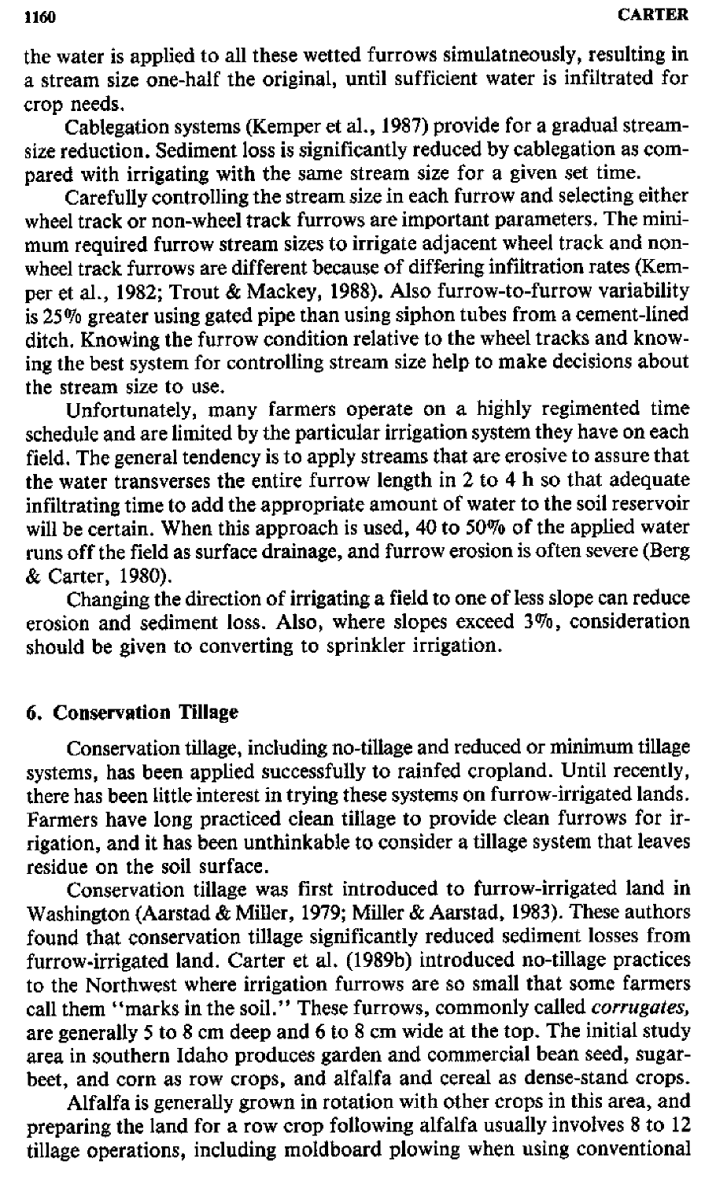the water is applied to all these wetted furrows simulatneously, resulting in a stream size one-half the original, until sufficient water is infiltrated for crop needs.

Cablegation systems (Kemper et al., 1987) provide for a gradual stream-size reduction. Sediment loss is significantly reduced by cablegation as compared with irrigating with the same stream size for a given set time.

Carefully controlling the stream size in each furrow and selecting either wheel track or non-wheel track furrows are important parameters. The minimum required furrow stream sizes to irrigate adjacent wheel track and non-wheel track furrows are different because of differing infiltration rates (Kemper et al., 1982; Trout & Mackey, 1988). Also furrow-to-furrow variability is 25% greater using gated pipe than using siphon tubes from a cement-lined ditch. Knowing the furrow condition relative to the wheel tracks and knowing the best system for controlling stream size help to make decisions about the stream size to use.

Unfortunately, many farmers operate on a highly regimented time schedule and are limited by the particular irrigation system they have on each field. The general tendency is to apply streams that are erosive to assure that the water transverses the entire furrow length in 2 to 4 h so that adequate infiltrating time to add the appropriate amount of water to the soil reservoir will be certain. When this approach is used, 40 to 50% of the applied water runs off the field as surface drainage, and furrow erosion is often severe (Berg & Carter, 1980).

Changing the direction of irrigating a field to one of less slope can reduce erosion and sediment loss. Also, where slopes exceed 3%, consideration should be given to converting to sprinkler irrigation.

## 6. Conservation Tillage

Conservation tillage, including no-tillage and reduced or minimum tillage systems, has been applied successfully to rainfed cropland. Until recently, there has been little interest in trying these systems on furrow-irrigated lands. Farmers have long practiced clean tillage to provide clean furrows for irrigation, and it has been unthinkable to consider a tillage system that leaves residue on the soil surface.

Conservation tillage was first introduced to furrow-irrigated land in Washington (Aarstad & Miller, 1979; Miller & Aarstad, 1983). These authors found that conservation tillage significantly reduced sediment losses from furrow-irrigated land. Carter et al. (1989b) introduced no-tillage practices to the Northwest where irrigation furrows are so small that some farmers call them "marks in the soil." These furrows, commonly called *corrugates,* are generally 5 to 8 cm deep and 6 to 8 cm wide at the top. The initial study area in southern Idaho produces garden and commercial bean seed, sugarbeet, and corn as row crops, and alfalfa and cereal as dense-stand crops.

Alfalfa is generally grown in rotation with other crops in this area, and preparing the land for a row crop following alfalfa usually involves 8 to 12 tillage operations, including moldboard plowing when using conventional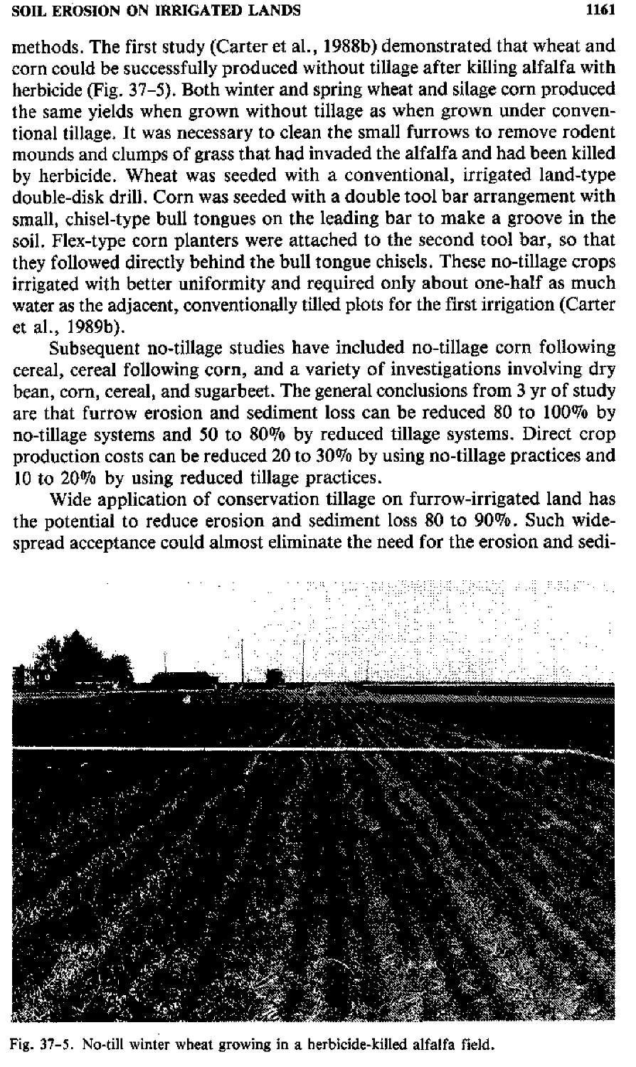methods. The first study (Carter et al., 1988b) demonstrated that wheat and corn could be successfully produced without tillage after killing alfalfa with herbicide (Fig. 37-5). Both winter and spring wheat and silage corn produced the same yields when grown without tillage as when grown under conventional tillage. It was necessary to clean the small furrows to remove rodent mounds and clumps of grass that had invaded the alfalfa and had been killed by herbicide. Wheat was seeded with a conventional, irrigated land-type double-disk drill. Corn was seeded with a double tool bar arrangement with small, chisel-type bull tongues on the leading bar to make a groove in the soil. Flex-type corn planters were attached to the second tool bar, so that they followed directly behind the bull tongue chisels. These no-tillage crops irrigated with better uniformity and required only about one-half as much water as the adjacent, conventionally tilled plots for the first irrigation (Carter et al., 1989b).

Subsequent no-tillage studies have included no-tillage corn following cereal, cereal following corn, and a variety of investigations involving dry bean, corn, cereal, and sugarbeet. The general conclusions from 3 yr of study are that furrow erosion and sediment loss can be reduced 80 to 100% by no-tillage systems and 50 to 80% by reduced tillage systems. Direct crop production costs can be reduced 20 to 30% by using no-tillage practices and 10 to 20% by using reduced tillage practices.

Wide application of conservation tillage on furrow-irrigated land has the potential to reduce erosion and sediment loss 80 to 90%. Such widespread acceptance could almost eliminate the need for the erosion and sedi-

Fig. 37-5. No-till winter wheat growing in a herbicide-killed alfalfa field.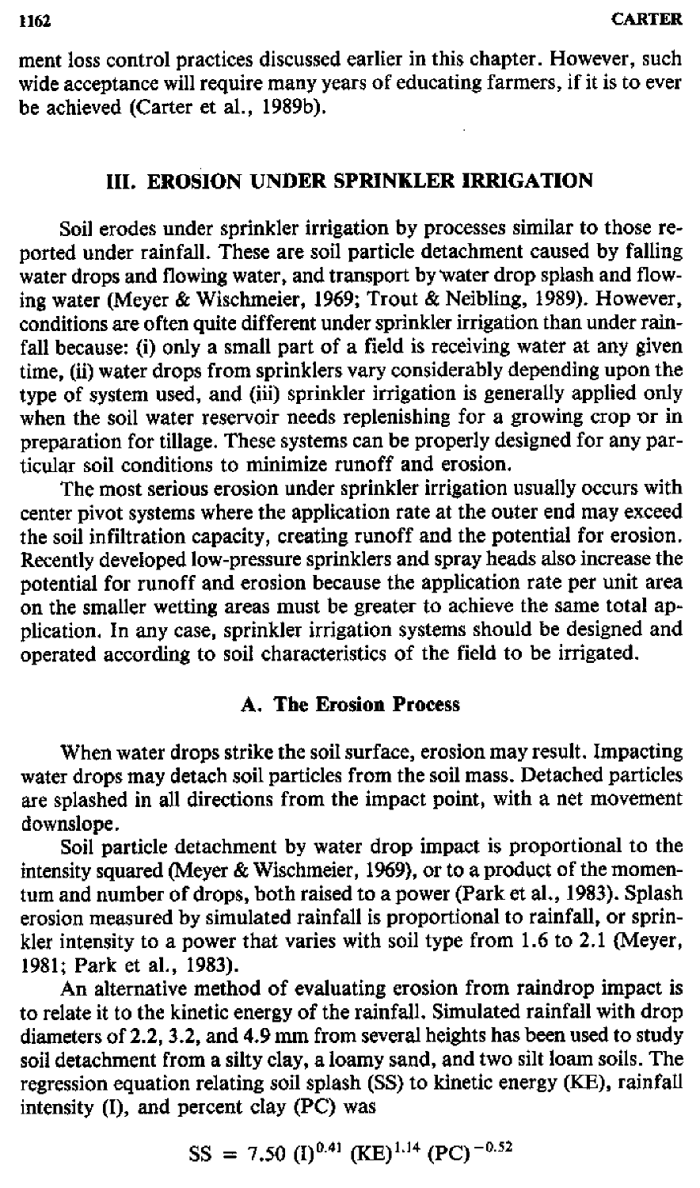ment loss control practices discussed earlier in this chapter. However, such wide acceptance will require many years of educating farmers, if it is to ever be achieved (Carter et al., 1989b).

## III. EROSION UNDER SPRINKLER IRRIGATION

Soil erodes under sprinkler irrigation by processes similar to those reported under rainfall. These are soil particle detachment caused by falling water drops and flowing water, and transport by water drop splash and flowing water (Meyer & Wischmeier, 1969; Trout & Neibling, 1989). However, conditions are often quite different under sprinkler irrigation than under rainfall because: (i) only a small part of a field is receiving water at any given time, (ii) water drops from sprinklers vary considerably depending upon the type of system used, and (iii) sprinkler irrigation is generally applied only when the soil water reservoir needs replenishing for a growing crop or in preparation for tillage. These systems can be properly designed for any particular soil conditions to minimize runoff and erosion.

The most serious erosion under sprinkler irrigation usually occurs with center pivot systems where the application rate at the outer end may exceed the soil infiltration capacity, creating runoff and the potential for erosion. Recently developed low-pressure sprinklers and spray heads also increase the potential for runoff and erosion because the application rate per unit area on the smaller wetting areas must be greater to achieve the same total application. In any case, sprinkler irrigation systems should be designed and operated according to soil characteristics of the field to be irrigated.

### A. The Erosion Process

When water drops strike the soil surface, erosion may result. Impacting water drops may detach soil particles from the soil mass. Detached particles are splashed in all directions from the impact point, with a net movement downslope.

Soil particle detachment by water drop impact is proportional to the intensity squared (Meyer & Wischmeier, 1969), or to a product of the momentum and number of drops, both raised to a power (Park et al., 1983). Splash erosion measured by simulated rainfall is proportional to rainfall, or sprinkler intensity to a power that varies with soil type from 1.6 to 2.1 (Meyer, 1981; Park et al., 1983).

An alternative method of evaluating erosion from raindrop impact is to relate it to the kinetic energy of the rainfall. Simulated rainfall with drop diameters of 2.2, 3.2, and 4.9 mm from several heights has been used to study soil detachment from a silty clay, a loamy sand, and two silt loam soils. The regression equation relating soil splash (SS) to kinetic energy (KE), rainfall intensity (I), and percent clay (PC) was

$$SS = 7.50\ (I)^{0.41}\ (KE)^{1.14}\ (PC)^{-0.52}$$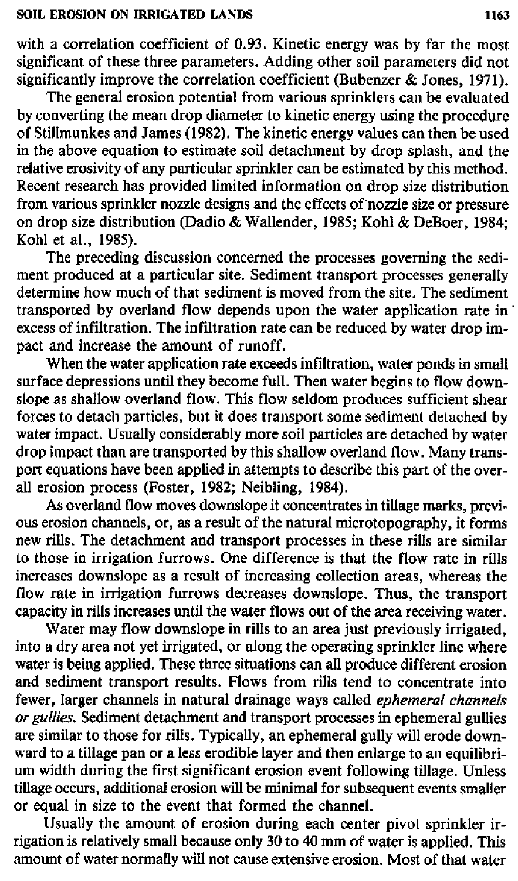with a correlation coefficient of 0.93. Kinetic energy was by far the most significant of these three parameters. Adding other soil parameters did not significantly improve the correlation coefficient (Bubenzer & Jones, 1971).

The general erosion potential from various sprinklers can be evaluated by converting the mean drop diameter to kinetic energy using the procedure of Stillmunkes and James (1982). The kinetic energy values can then be used in the above equation to estimate soil detachment by drop splash, and the relative erosivity of any particular sprinkler can be estimated by this method. Recent research has provided limited information on drop size distribution from various sprinkler nozzle designs and the effects of nozzle size or pressure on drop size distribution (Dadio & Wallender, 1985; Kohl & DeBoer, 1984; Kohl et al., 1985).

The preceding discussion concerned the processes governing the sediment produced at a particular site. Sediment transport processes generally determine how much of that sediment is moved from the site. The sediment transported by overland flow depends upon the water application rate in excess of infiltration. The infiltration rate can be reduced by water drop impact and increase the amount of runoff.

When the water application rate exceeds infiltration, water ponds in small surface depressions until they become full. Then water begins to flow downslope as shallow overland flow. This flow seldom produces sufficient shear forces to detach particles, but it does transport some sediment detached by water impact. Usually considerably more soil particles are detached by water drop impact than are transported by this shallow overland flow. Many transport equations have been applied in attempts to describe this part of the overall erosion process (Foster, 1982; Neibling, 1984).

As overland flow moves downslope it concentrates in tillage marks, previous erosion channels, or, as a result of the natural microtopography, it forms new rills. The detachment and transport processes in these rills are similar to those in irrigation furrows. One difference is that the flow rate in rills increases downslope as a result of increasing collection areas, whereas the flow rate in irrigation furrows decreases downslope. Thus, the transport capacity in rills increases until the water flows out of the area receiving water.

Water may flow downslope in rills to an area just previously irrigated, into a dry area not yet irrigated, or along the operating sprinkler line where water is being applied. These three situations can all produce different erosion and sediment transport results. Flows from rills tend to concentrate into fewer, larger channels in natural drainage ways called *ephemeral channels or gullies*. Sediment detachment and transport processes in ephemeral gullies are similar to those for rills. Typically, an ephemeral gully will erode downward to a tillage pan or a less erodible layer and then enlarge to an equilibrium width during the first significant erosion event following tillage. Unless tillage occurs, additional erosion will be minimal for subsequent events smaller or equal in size to the event that formed the channel.

Usually the amount of erosion during each center pivot sprinkler irrigation is relatively small because only 30 to 40 mm of water is applied. This amount of water normally will not cause extensive erosion. Most of that water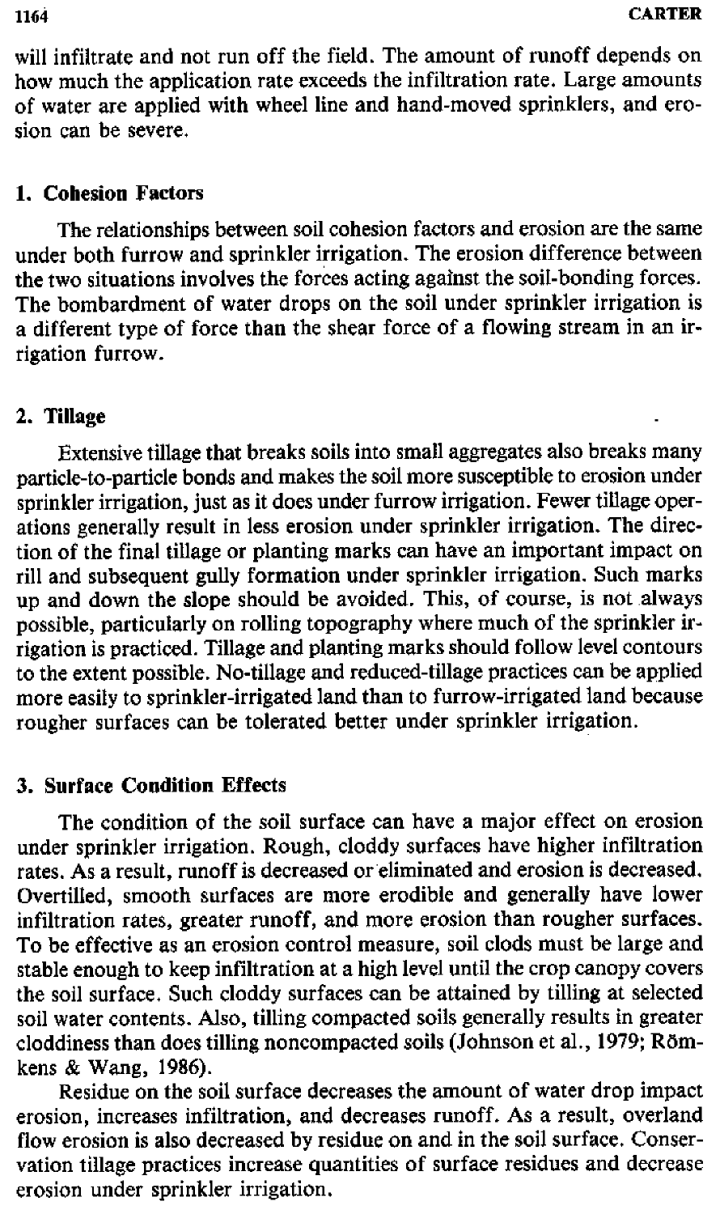will infiltrate and not run off the field. The amount of runoff depends on how much the application rate exceeds the infiltration rate. Large amounts of water are applied with wheel line and hand-moved sprinklers, and erosion can be severe.

### 1. Cohesion Factors

The relationships between soil cohesion factors and erosion are the same under both furrow and sprinkler irrigation. The erosion difference between the two situations involves the forces acting against the soil-bonding forces. The bombardment of water drops on the soil under sprinkler irrigation is a different type of force than the shear force of a flowing stream in an irrigation furrow.

### 2. Tillage

Extensive tillage that breaks soils into small aggregates also breaks many particle-to-particle bonds and makes the soil more susceptible to erosion under sprinkler irrigation, just as it does under furrow irrigation. Fewer tillage operations generally result in less erosion under sprinkler irrigation. The direction of the final tillage or planting marks can have an important impact on rill and subsequent gully formation under sprinkler irrigation. Such marks up and down the slope should be avoided. This, of course, is not always possible, particularly on rolling topography where much of the sprinkler irrigation is practiced. Tillage and planting marks should follow level contours to the extent possible. No-tillage and reduced-tillage practices can be applied more easily to sprinkler-irrigated land than to furrow-irrigated land because rougher surfaces can be tolerated better under sprinkler irrigation.

### 3. Surface Condition Effects

The condition of the soil surface can have a major effect on erosion under sprinkler irrigation. Rough, cloddy surfaces have higher infiltration rates. As a result, runoff is decreased or eliminated and erosion is decreased. Overtilled, smooth surfaces are more erodible and generally have lower infiltration rates, greater runoff, and more erosion than rougher surfaces. To be effective as an erosion control measure, soil clods must be large and stable enough to keep infiltration at a high level until the crop canopy covers the soil surface. Such cloddy surfaces can be attained by tilling at selected soil water contents. Also, tilling compacted soils generally results in greater cloddiness than does tilling noncompacted soils (Johnson et al., 1979; Römkens & Wang, 1986).

Residue on the soil surface decreases the amount of water drop impact erosion, increases infiltration, and decreases runoff. As a result, overland flow erosion is also decreased by residue on and in the soil surface. Conservation tillage practices increase quantities of surface residues and decrease erosion under sprinkler irrigation.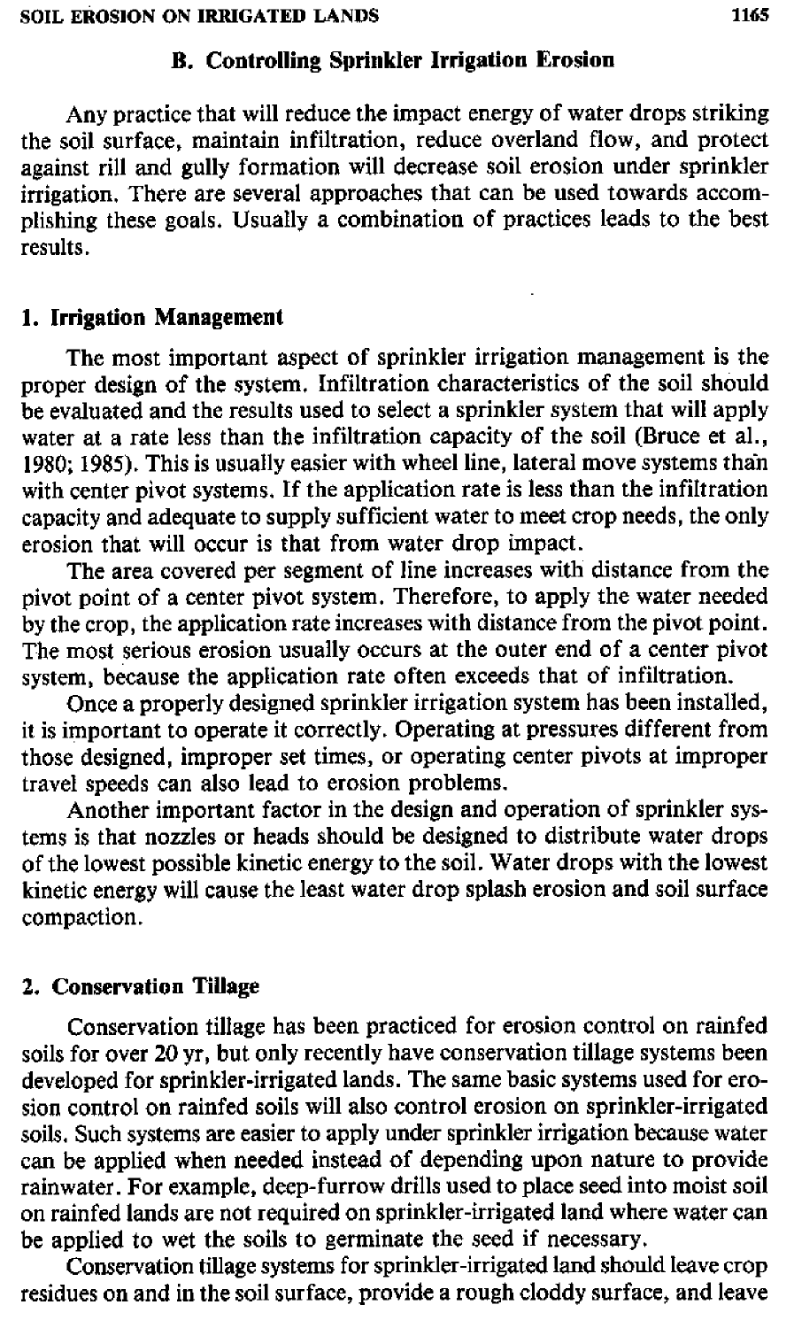### B. Controlling Sprinkler Irrigation Erosion

Any practice that will reduce the impact energy of water drops striking the soil surface, maintain infiltration, reduce overland flow, and protect against rill and gully formation will decrease soil erosion under sprinkler irrigation. There are several approaches that can be used towards accomplishing these goals. Usually a combination of practices leads to the best results.

#### 1. Irrigation Management

The most important aspect of sprinkler irrigation management is the proper design of the system. Infiltration characteristics of the soil should be evaluated and the results used to select a sprinkler system that will apply water at a rate less than the infiltration capacity of the soil (Bruce et al., 1980; 1985). This is usually easier with wheel line, lateral move systems than with center pivot systems. If the application rate is less than the infiltration capacity and adequate to supply sufficient water to meet crop needs, the only erosion that will occur is that from water drop impact.

The area covered per segment of line increases with distance from the pivot point of a center pivot system. Therefore, to apply the water needed by the crop, the application rate increases with distance from the pivot point. The most serious erosion usually occurs at the outer end of a center pivot system, because the application rate often exceeds that of infiltration.

Once a properly designed sprinkler irrigation system has been installed, it is important to operate it correctly. Operating at pressures different from those designed, improper set times, or operating center pivots at improper travel speeds can also lead to erosion problems.

Another important factor in the design and operation of sprinkler systems is that nozzles or heads should be designed to distribute water drops of the lowest possible kinetic energy to the soil. Water drops with the lowest kinetic energy will cause the least water drop splash erosion and soil surface compaction.

#### 2. Conservation Tillage

Conservation tillage has been practiced for erosion control on rainfed soils for over 20 yr, but only recently have conservation tillage systems been developed for sprinkler-irrigated lands. The same basic systems used for erosion control on rainfed soils will also control erosion on sprinkler-irrigated soils. Such systems are easier to apply under sprinkler irrigation because water can be applied when needed instead of depending upon nature to provide rainwater. For example, deep-furrow drills used to place seed into moist soil on rainfed lands are not required on sprinkler-irrigated land where water can be applied to wet the soils to germinate the seed if necessary.

Conservation tillage systems for sprinkler-irrigated land should leave crop residues on and in the soil surface, provide a rough cloddy surface, and leave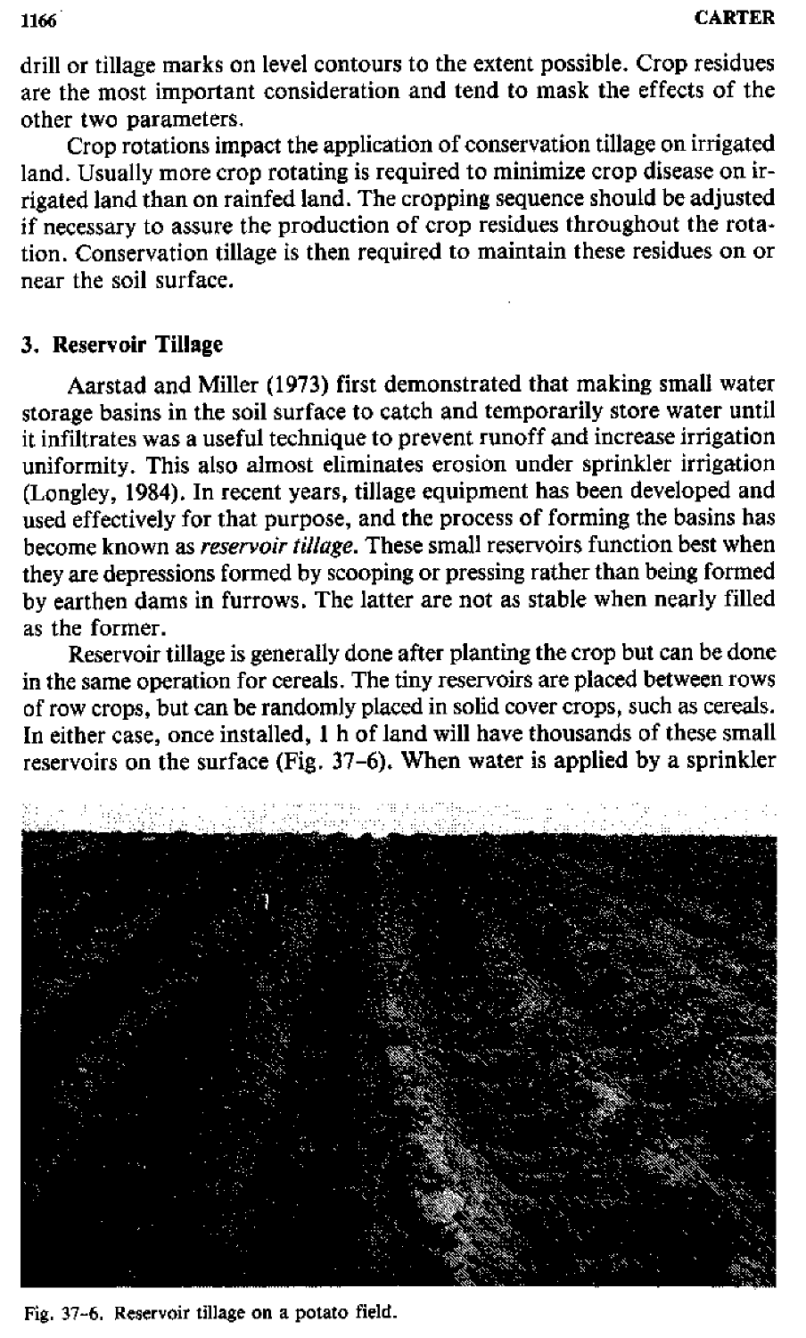drill or tillage marks on level contours to the extent possible. Crop residues are the most important consideration and tend to mask the effects of the other two parameters.

Crop rotations impact the application of conservation tillage on irrigated land. Usually more crop rotating is required to minimize crop disease on irrigated land than on rainfed land. The cropping sequence should be adjusted if necessary to assure the production of crop residues throughout the rotation. Conservation tillage is then required to maintain these residues on or near the soil surface.

### 3. Reservoir Tillage

Aarstad and Miller (1973) first demonstrated that making small water storage basins in the soil surface to catch and temporarily store water until it infiltrates was a useful technique to prevent runoff and increase irrigation uniformity. This also almost eliminates erosion under sprinkler irrigation (Longley, 1984). In recent years, tillage equipment has been developed and used effectively for that purpose, and the process of forming the basins has become known as *reservoir tillage*. These small reservoirs function best when they are depressions formed by scooping or pressing rather than being formed by earthen dams in furrows. The latter are not as stable when nearly filled as the former.

Reservoir tillage is generally done after planting the crop but can be done in the same operation for cereals. The tiny reservoirs are placed between rows of row crops, but can be randomly placed in solid cover crops, such as cereals. In either case, once installed, 1 h of land will have thousands of these small reservoirs on the surface (Fig. 37-6). When water is applied by a sprinkler

Fig. 37-6. Reservoir tillage on a potato field.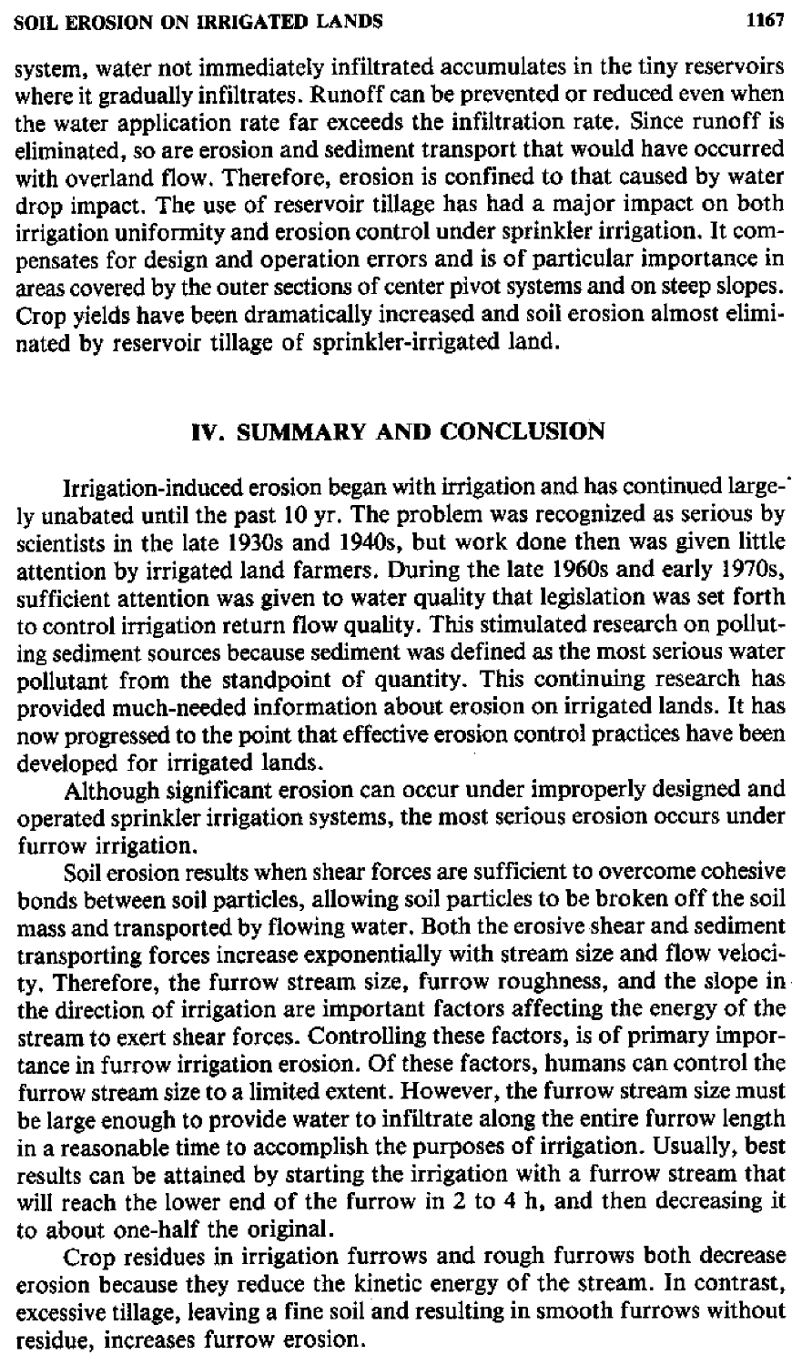system, water not immediately infiltrated accumulates in the tiny reservoirs where it gradually infiltrates. Runoff can be prevented or reduced even when the water application rate far exceeds the infiltration rate. Since runoff is eliminated, so are erosion and sediment transport that would have occurred with overland flow. Therefore, erosion is confined to that caused by water drop impact. The use of reservoir tillage has had a major impact on both irrigation uniformity and erosion control under sprinkler irrigation. It compensates for design and operation errors and is of particular importance in areas covered by the outer sections of center pivot systems and on steep slopes. Crop yields have been dramatically increased and soil erosion almost eliminated by reservoir tillage of sprinkler-irrigated land.

## IV. SUMMARY AND CONCLUSION

Irrigation-induced erosion began with irrigation and has continued largely unabated until the past 10 yr. The problem was recognized as serious by scientists in the late 1930s and 1940s, but work done then was given little attention by irrigated land farmers. During the late 1960s and early 1970s, sufficient attention was given to water quality that legislation was set forth to control irrigation return flow quality. This stimulated research on polluting sediment sources because sediment was defined as the most serious water pollutant from the standpoint of quantity. This continuing research has provided much-needed information about erosion on irrigated lands. It has now progressed to the point that effective erosion control practices have been developed for irrigated lands.

Although significant erosion can occur under improperly designed and operated sprinkler irrigation systems, the most serious erosion occurs under furrow irrigation.

Soil erosion results when shear forces are sufficient to overcome cohesive bonds between soil particles, allowing soil particles to be broken off the soil mass and transported by flowing water. Both the erosive shear and sediment transporting forces increase exponentially with stream size and flow velocity. Therefore, the furrow stream size, furrow roughness, and the slope in the direction of irrigation are important factors affecting the energy of the stream to exert shear forces. Controlling these factors, is of primary importance in furrow irrigation erosion. Of these factors, humans can control the furrow stream size to a limited extent. However, the furrow stream size must be large enough to provide water to infiltrate along the entire furrow length in a reasonable time to accomplish the purposes of irrigation. Usually, best results can be attained by starting the irrigation with a furrow stream that will reach the lower end of the furrow in 2 to 4 h, and then decreasing it to about one-half the original.

Crop residues in irrigation furrows and rough furrows both decrease erosion because they reduce the kinetic energy of the stream. In contrast, excessive tillage, leaving a fine soil and resulting in smooth furrows without residue, increases furrow erosion.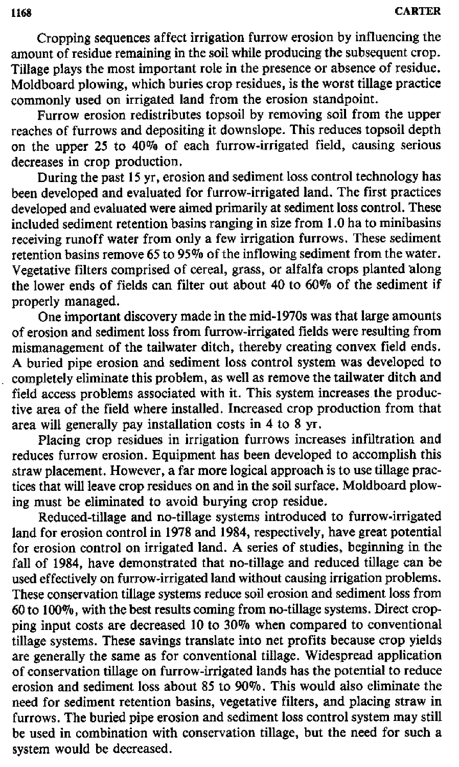Cropping sequences affect irrigation furrow erosion by influencing the amount of residue remaining in the soil while producing the subsequent crop. Tillage plays the most important role in the presence or absence of residue. Moldboard plowing, which buries crop residues, is the worst tillage practice commonly used on irrigated land from the erosion standpoint.

Furrow erosion redistributes topsoil by removing soil from the upper reaches of furrows and depositing it downslope. This reduces topsoil depth on the upper 25 to 40% of each furrow-irrigated field, causing serious decreases in crop production.

During the past 15 yr, erosion and sediment loss control technology has been developed and evaluated for furrow-irrigated land. The first practices developed and evaluated were aimed primarily at sediment loss control. These included sediment retention basins ranging in size from 1.0 ha to minibasins receiving runoff water from only a few irrigation furrows. These sediment retention basins remove 65 to 95% of the inflowing sediment from the water. Vegetative filters comprised of cereal, grass, or alfalfa crops planted along the lower ends of fields can filter out about 40 to 60% of the sediment if properly managed.

One important discovery made in the mid-1970s was that large amounts of erosion and sediment loss from furrow-irrigated fields were resulting from mismanagement of the tailwater ditch, thereby creating convex field ends. A buried pipe erosion and sediment loss control system was developed to completely eliminate this problem, as well as remove the tailwater ditch and field access problems associated with it. This system increases the productive area of the field where installed. Increased crop production from that area will generally pay installation costs in 4 to 8 yr.

Placing crop residues in irrigation furrows increases infiltration and reduces furrow erosion. Equipment has been developed to accomplish this straw placement. However, a far more logical approach is to use tillage practices that will leave crop residues on and in the soil surface. Moldboard plowing must be eliminated to avoid burying crop residue.

Reduced-tillage and no-tillage systems introduced to furrow-irrigated land for erosion control in 1978 and 1984, respectively, have great potential for erosion control on irrigated land. A series of studies, beginning in the fall of 1984, have demonstrated that no-tillage and reduced tillage can be used effectively on furrow-irrigated land without causing irrigation problems. These conservation tillage systems reduce soil erosion and sediment loss from 60 to 100%, with the best results coming from no-tillage systems. Direct cropping input costs are decreased 10 to 30% when compared to conventional tillage systems. These savings translate into net profits because crop yields are generally the same as for conventional tillage. Widespread application of conservation tillage on furrow-irrigated lands has the potential to reduce erosion and sediment loss about 85 to 90%. This would also eliminate the need for sediment retention basins, vegetative filters, and placing straw in furrows. The buried pipe erosion and sediment loss control system may still be used in combination with conservation tillage, but the need for such a system would be decreased.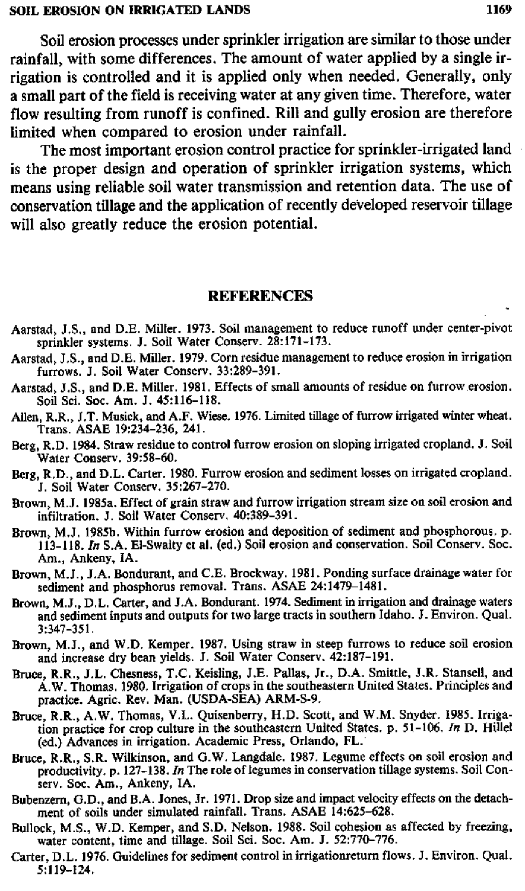Soil erosion processes under sprinkler irrigation are similar to those under rainfall, with some differences. The amount of water applied by a single irrigation is controlled and it is applied only when needed. Generally, only a small part of the field is receiving water at any given time. Therefore, water flow resulting from runoff is confined. Rill and gully erosion are therefore limited when compared to erosion under rainfall.

The most important erosion control practice for sprinkler-irrigated land is the proper design and operation of sprinkler irrigation systems, which means using reliable soil water transmission and retention data. The use of conservation tillage and the application of recently developed reservoir tillage will also greatly reduce the erosion potential.

## REFERENCES

Aarstad, J.S., and D.E. Miller. 1973. Soil management to reduce runoff under center-pivot sprinkler systems. J. Soil Water Conserv. 28:171–173.

Aarstad, J.S., and D.E. Miller. 1979. Corn residue management to reduce erosion in irrigation furrows. J. Soil Water Conserv. 33:289–391.

Aarstad, J.S., and D.E. Miller. 1981. Effects of small amounts of residue on furrow erosion. Soil Sci. Soc. Am. J. 45:116–118.

Allen, R.R., J.T. Musick, and A.F. Wiese. 1976. Limited tillage of furrow irrigated winter wheat. Trans. ASAE 19:234–236, 241.

Berg, R.D. 1984. Straw residue to control furrow erosion on sloping irrigated cropland. J. Soil Water Conserv. 39:58–60.

Berg, R.D., and D.L. Carter. 1980. Furrow erosion and sediment losses on irrigated cropland. J. Soil Water Conserv. 35:267–270.

Brown, M.J. 1985a. Effect of grain straw and furrow irrigation stream size on soil erosion and infiltration. J. Soil Water Conserv. 40:389–391.

Brown, M.J. 1985b. Within furrow erosion and deposition of sediment and phosphorous. p. 113–118. *In* S.A. El-Swaity et al. (ed.) Soil erosion and conservation. Soil Conserv. Soc. Am., Ankeny, IA.

Brown, M.J., J.A. Bondurant, and C.E. Brockway. 1981. Ponding surface drainage water for sediment and phosphorus removal. Trans. ASAE 24:1479–1481.

Brown, M.J., D.L. Carter, and J.A. Bondurant. 1974. Sediment in irrigation and drainage waters and sediment inputs and outputs for two large tracts in southern Idaho. J. Environ. Qual. 3:347–351.

Brown, M.J., and W.D. Kemper. 1987. Using straw in steep furrows to reduce soil erosion and increase dry bean yields. J. Soil Water Conserv. 42:187–191.

Bruce, R.R., J.L. Chesness, T.C. Keisling, J.E. Pallas, Jr., D.A. Smittle, J.R. Stansell, and A.W. Thomas. 1980. Irrigation of crops in the southeastern United States. Principles and practice. Agric. Rev. Man. (USDA-SEA) ARM-S-9.

Bruce, R.R., A.W. Thomas, V.L. Quisenberry, H.D. Scott, and W.M. Snyder. 1985. Irrigation practice for crop culture in the southeastern United States. p. 51–106. *In* D. Hillel (ed.) Advances in irrigation. Academic Press, Orlando, FL.

Bruce, R.R., S.R. Wilkinson, and G.W. Langdale. 1987. Legume effects on soil erosion and productivity. p. 127–138. *In* The role of legumes in conservation tillage systems. Soil Conserv. Soc. Am., Ankeny, IA.

Bubenzern, G.D., and B.A. Jones, Jr. 1971. Drop size and impact velocity effects on the detachment of soils under simulated rainfall. Trans. ASAE 14:625–628.

Bullock, M.S., W.D. Kemper, and S.D. Nelson. 1988. Soil cohesion as affected by freezing, water content, time and tillage. Soil Sci. Soc. Am. J. 52:770–776.

Carter, D.L. 1976. Guidelines for sediment control in irrigationreturn flows. J. Environ. Qual. 5:119–124.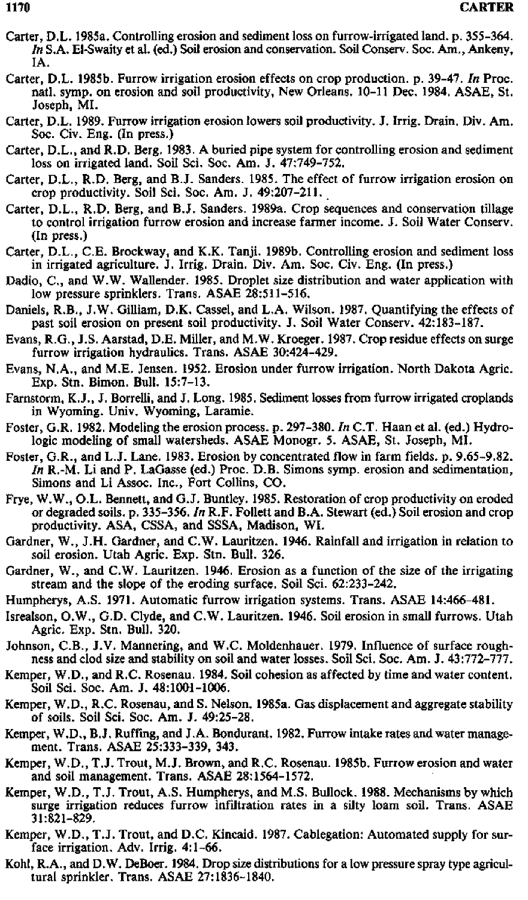Carter, D.L. 1985a. Controlling erosion and sediment loss on furrow-irrigated land. p. 355–364. *In* S.A. El-Swaity et al. (ed.) Soil erosion and conservation. Soil Conserv. Soc. Am., Ankeny, IA.

Carter, D.L. 1985b. Furrow irrigation erosion effects on crop production. p. 39–47. *In* Proc. natl. symp. on erosion and soil productivity, New Orleans. 10–11 Dec. 1984. ASAE, St. Joseph, MI.

Carter, D.L. 1989. Furrow irrigation erosion lowers soil productivity. J. Irrig. Drain. Div. Am. Soc. Civ. Eng. (In press.)

Carter, D.L., and R.D. Berg. 1983. A buried pipe system for controlling erosion and sediment loss on irrigated land. Soil Sci. Soc. Am. J. 47:749–752.

Carter, D.L., R.D. Berg, and B.J. Sanders. 1985. The effect of furrow irrigation erosion on crop productivity. Soil Sci. Soc. Am. J. 49:207–211.

Carter, D.L., R.D. Berg, and B.J. Sanders. 1989a. Crop sequences and conservation tillage to control irrigation furrow erosion and increase farmer income. J. Soil Water Conserv. (In press.)

Carter, D.L., C.E. Brockway, and K.K. Tanji. 1989b. Controlling erosion and sediment loss in irrigated agriculture. J. Irrig. Drain. Div. Am. Soc. Civ. Eng. (In press.)

Dadio, C., and W.W. Wallender. 1985. Droplet size distribution and water application with low pressure sprinklers. Trans. ASAE 28:511–516.

Daniels, R.B., J.W. Gilliam, D.K. Cassel, and L.A. Wilson. 1987. Quantifying the effects of past soil erosion on present soil productivity. J. Soil Water Conserv. 42:183–187.

Evans, R.G., J.S. Aarstad, D.E. Miller, and M.W. Kroeger. 1987. Crop residue effects on surge furrow irrigation hydraulics. Trans. ASAE 30:424–429.

Evans, N.A., and M.E. Jensen. 1952. Erosion under furrow irrigation. North Dakota Agric. Exp. Stn. Bimon. Bull. 15:7–13.

Farnstorm, K.J., J. Borrelli, and J. Long. 1985. Sediment losses from furrow irrigated croplands in Wyoming. Univ. Wyoming, Laramie.

Foster, G.R. 1982. Modeling the erosion process. p. 297–380. *In* C.T. Haan et al. (ed.) Hydrologic modeling of small watersheds. ASAE Monogr. 5. ASAE, St. Joseph, MI.

Foster, G.R., and L.J. Lane. 1983. Erosion by concentrated flow in farm fields. p. 9.65–9.82. *In* R.-M. Li and P. LaGasse (ed.) Proc. D.B. Simons symp. erosion and sedimentation, Simons and Li Assoc. Inc., Fort Collins, CO.

Frye, W.W., O.L. Bennett, and G.J. Buntley. 1985. Restoration of crop productivity on eroded or degraded soils. p. 335–356. *In* R.F. Follett and B.A. Stewart (ed.) Soil erosion and crop productivity. ASA, CSSA, and SSSA, Madison, WI.

Gardner, W., J.H. Gardner, and C.W. Lauritzen. 1946. Rainfall and irrigation in relation to soil erosion. Utah Agric. Exp. Stn. Bull. 326.

Gardner, W., and C.W. Lauritzen. 1946. Erosion as a function of the size of the irrigating stream and the slope of the eroding surface. Soil Sci. 62:233–242.

Humpherys, A.S. 1971. Automatic furrow irrigation systems. Trans. ASAE 14:466–481.

Isrealson, O.W., G.D. Clyde, and C.W. Lauritzen. 1946. Soil erosion in small furrows. Utah Agric. Exp. Stn. Bull. 320.

Johnson, C.B., J.V. Mannering, and W.C. Moldenhauer. 1979. Influence of surface roughness and clod size and stability on soil and water losses. Soil Sci. Soc. Am. J. 43:772–777.

Kemper, W.D., and R.C. Rosenau. 1984. Soil cohesion as affected by time and water content. Soil Sci. Soc. Am. J. 48:1001–1006.

Kemper, W.D., R.C. Rosenau, and S. Nelson. 1985a. Gas displacement and aggregate stability of soils. Soil Sci. Soc. Am. J. 49:25–28.

Kemper, W.D., B.J. Ruffing, and J.A. Bondurant. 1982. Furrow intake rates and water management. Trans. ASAE 25:333–339, 343.

Kemper, W.D., T.J. Trout, M.J. Brown, and R.C. Rosenau. 1985b. Furrow erosion and water and soil management. Trans. ASAE 28:1564–1572.

Kemper, W.D., T.J. Trout, A.S. Humpherys, and M.S. Bullock. 1988. Mechanisms by which surge irrigation reduces furrow infiltration rates in a silty loam soil. Trans. ASAE 31:821–829.

Kemper, W.D., T.J. Trout, and D.C. Kincaid. 1987. Cablegation: Automated supply for surface irrigation. Adv. Irrig. 4:1–66.

Kohl, R.A., and D.W. DeBoer. 1984. Drop size distributions for a low pressure spray type agricultural sprinkler. Trans. ASAE 27:1836–1840.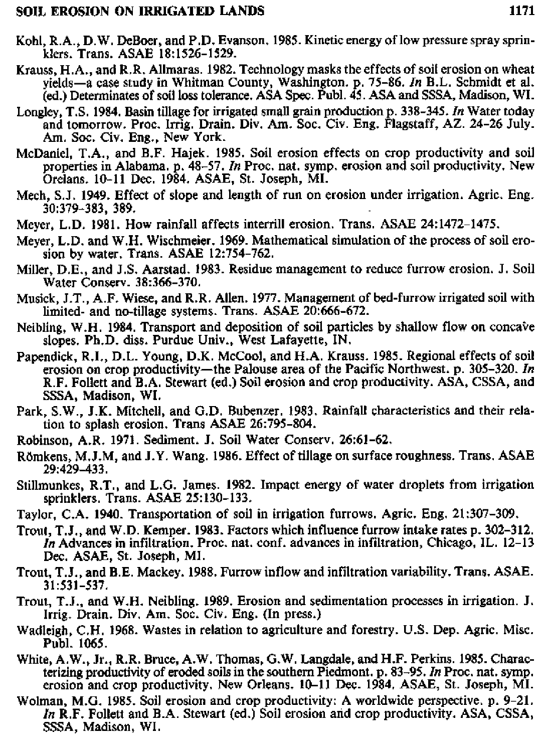Kohl, R.A., D.W. DeBoer, and P.D. Evanson. 1985. Kinetic energy of low pressure spray sprinklers. Trans. ASAE 18:1526–1529.

Krauss, H.A., and R.R. Allmaras. 1982. Technology masks the effects of soil erosion on wheat yields—a case study in Whitman County, Washington. p. 75–86. *In* B.L. Schmidt et al. (ed.) Determinates of soil loss tolerance. ASA Spec. Publ. 45. ASA and SSSA, Madison, WI.

Longley, T.S. 1984. Basin tillage for irrigated small grain production p. 338–345. *In* Water today and tomorrow. Proc. Irrig. Drain. Div. Am. Soc. Civ. Eng. Flagstaff, AZ. 24–26 July. Am. Soc. Civ. Eng., New York.

McDaniel, T.A., and B.F. Hajek. 1985. Soil erosion effects on crop productivity and soil properties in Alabama. p. 48–57. *In* Proc. nat. symp. erosion and soil productivity. New Orelans. 10–11 Dec. 1984. ASAE, St. Joseph, MI.

Mech, S.J. 1949. Effect of slope and length of run on erosion under irrigation. Agric. Eng. 30:379–383, 389.

Meyer, L.D. 1981. How rainfall affects interrill erosion. Trans. ASAE 24:1472–1475.

Meyer, L.D. and W.H. Wischmeier. 1969. Mathematical simulation of the process of soil erosion by water. Trans. ASAE 12:754–762.

Miller, D.E., and J.S. Aarstad. 1983. Residue management to reduce furrow erosion. J. Soil Water Conserv. 38:366–370.

Musick, J.T., A.F. Wiese, and R.R. Allen. 1977. Management of bed-furrow irrigated soil with limited- and no-tillage systems. Trans. ASAE 20:666–672.

Neibling, W.H. 1984. Transport and deposition of soil particles by shallow flow on concave slopes. Ph.D. diss. Purdue Univ., West Lafayette, IN.

Papendick, R.I., D.L. Young, D.K. McCool, and H.A. Krauss. 1985. Regional effects of soil erosion on crop productivity—the Palouse area of the Pacific Northwest. p. 305–320. *In* R.F. Follett and B.A. Stewart (ed.) Soil erosion and crop productivity. ASA, CSSA, and SSSA, Madison, WI.

Park, S.W., J.K. Mitchell, and G.D. Bubenzer. 1983. Rainfall characteristics and their relation to splash erosion. Trans ASAE 26:795–804.

Robinson, A.R. 1971. Sediment. J. Soil Water Conserv. 26:61–62.

Römkens, M.J.M, and J.Y. Wang. 1986. Effect of tillage on surface roughness. Trans. ASAE 29:429–433.

Stillmunkes, R.T., and L.G. James. 1982. Impact energy of water droplets from irrigation sprinklers. Trans. ASAE 25:130–133.

Taylor, C.A. 1940. Transportation of soil in irrigation furrows. Agric. Eng. 21:307–309.

Trout, T.J., and W.D. Kemper. 1983. Factors which influence furrow intake rates p. 302–312. *In* Advances in infiltration. Proc. nat. conf. advances in infiltration, Chicago, IL. 12–13 Dec. ASAE, St. Joseph, MI.

Trout, T.J., and B.E. Mackey. 1988. Furrow inflow and infiltration variability. Trans. ASAE. 31:531–537.

Trout, T.J., and W.H. Neibling. 1989. Erosion and sedimentation processes in irrigation. J. Irrig. Drain. Div. Am. Soc. Civ. Eng. (In press.)

Wadleigh, C.H. 1968. Wastes in relation to agriculture and forestry. U.S. Dep. Agric. Misc. Publ. 1065.

White, A.W., Jr., R.R. Bruce, A.W. Thomas, G.W. Langdale, and H.F. Perkins. 1985. Characterizing productivity of eroded soils in the southern Piedmont. p. 83–95. *In* Proc. nat. symp. erosion and crop productivity. New Orleans. 10–11 Dec. 1984. ASAE, St. Joseph, MI.

Wolman, M.G. 1985. Soil erosion and crop productivity: A worldwide perspective. p. 9–21. *In* R.F. Follett and B.A. Stewart (ed.) Soil erosion and crop productivity. ASA, CSSA, SSSA, Madison, WI.